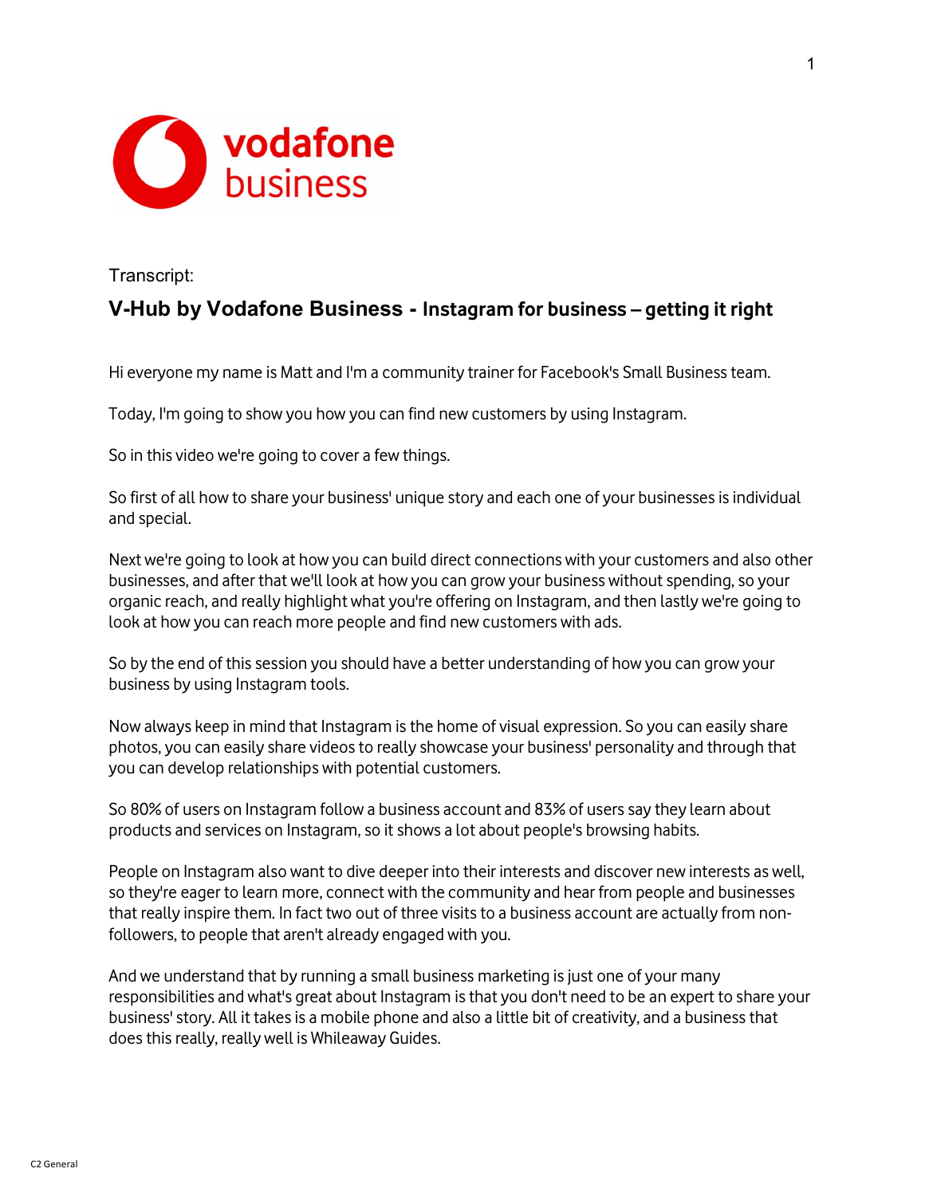vodafone business

Transcript:

## V-Hub by Vodafone Business - Instagram for business – getting it right

Hi everyone my name is Matt and I'm a community trainer for Facebook's Small Business team.

Today, I'm going to show you how you can find new customers by using Instagram.

So in this video we're going to cover a few things.

So first of all how to share your business' unique story and each one of your businesses is individual and special.

Next we're going to look at how you can build direct connections with your customers and also other businesses, and after that we'll look at how you can grow your business without spending, so your organic reach, and really highlight what you're offering on Instagram, and then lastly we're going to look at how you can reach more people and find new customers with ads.

So by the end of this session you should have a better understanding of how you can grow your business by using Instagram tools.

Now always keep in mind that Instagram is the home of visual expression. So you can easily share photos, you can easily share videos to really showcase your business' personality and through that you can develop relationships with potential customers.

So 80% of users on Instagram follow a business account and 83% of users say they learn about products and services on Instagram, so it shows a lot about people's browsing habits.

People on Instagram also want to dive deeper into their interests and discover new interests as well, so they're eager to learn more, connect with the community and hear from people and businesses that really inspire them. In fact two out of three visits to a business account are actually from non-followers, to people that aren't already engaged with you.

And we understand that by running a small business marketing is just one of your many responsibilities and what's great about Instagram is that you don't need to be an expert to share your business' story. All it takes is a mobile phone and also a little bit of creativity, and a business that does this really, really well is Whileaway Guides.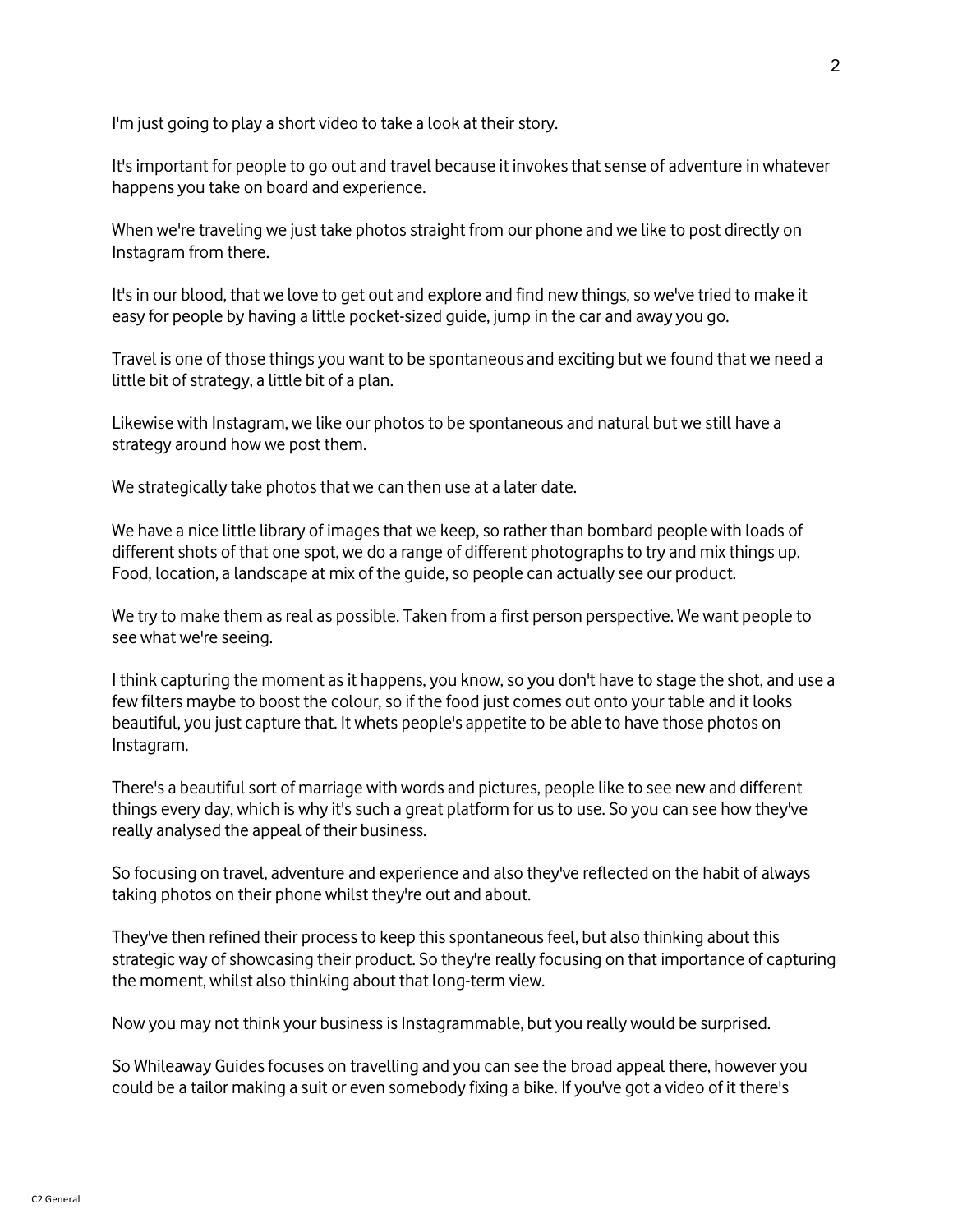I'm just going to play a short video to take a look at their story.

It's important for people to go out and travel because it invokes that sense of adventure in whatever happens you take on board and experience.

When we're traveling we just take photos straight from our phone and we like to post directly on Instagram from there.

It's in our blood, that we love to get out and explore and find new things, so we've tried to make it easy for people by having a little pocket-sized guide, jump in the car and away you go.

Travel is one of those things you want to be spontaneous and exciting but we found that we need a little bit of strategy, a little bit of a plan.

Likewise with Instagram, we like our photos to be spontaneous and natural but we still have a strategy around how we post them.

We strategically take photos that we can then use at a later date.

We have a nice little library of images that we keep, so rather than bombard people with loads of different shots of that one spot, we do a range of different photographs to try and mix things up. Food, location, a landscape at mix of the guide, so people can actually see our product.

We try to make them as real as possible. Taken from a first person perspective. We want people to see what we're seeing.

I think capturing the moment as it happens, you know, so you don't have to stage the shot, and use a few filters maybe to boost the colour, so if the food just comes out onto your table and it looks beautiful, you just capture that. It whets people's appetite to be able to have those photos on Instagram.

There's a beautiful sort of marriage with words and pictures, people like to see new and different things every day, which is why it's such a great platform for us to use. So you can see how they've really analysed the appeal of their business.

So focusing on travel, adventure and experience and also they've reflected on the habit of always taking photos on their phone whilst they're out and about.

They've then refined their process to keep this spontaneous feel, but also thinking about this strategic way of showcasing their product. So they're really focusing on that importance of capturing the moment, whilst also thinking about that long-term view.

Now you may not think your business is Instagrammable, but you really would be surprised.

So Whileaway Guides focuses on travelling and you can see the broad appeal there, however you could be a tailor making a suit or even somebody fixing a bike. If you've got a video of it there's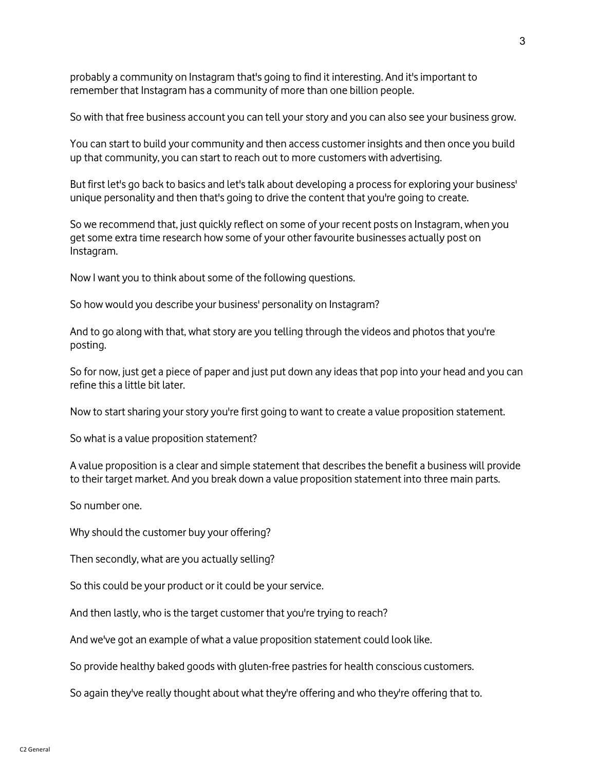probably a community on Instagram that's going to find it interesting. And it's important to remember that Instagram has a community of more than one billion people.

So with that free business account you can tell your story and you can also see your business grow.

You can start to build your community and then access customer insights and then once you build up that community, you can start to reach out to more customers with advertising.

But first let's go back to basics and let's talk about developing a process for exploring your business' unique personality and then that's going to drive the content that you're going to create.

So we recommend that, just quickly reflect on some of your recent posts on Instagram, when you get some extra time research how some of your other favourite businesses actually post on Instagram.

Now I want you to think about some of the following questions.

So how would you describe your business' personality on Instagram?

And to go along with that, what story are you telling through the videos and photos that you're posting.

So for now, just get a piece of paper and just put down any ideas that pop into your head and you can refine this a little bit later.

Now to start sharing your story you're first going to want to create a value proposition statement.

So what is a value proposition statement?

A value proposition is a clear and simple statement that describes the benefit a business will provide to their target market. And you break down a value proposition statement into three main parts.

So number one.

Why should the customer buy your offering?

Then secondly, what are you actually selling?

So this could be your product or it could be your service.

And then lastly, who is the target customer that you're trying to reach?

And we've got an example of what a value proposition statement could look like.

So provide healthy baked goods with gluten-free pastries for health conscious customers.

So again they've really thought about what they're offering and who they're offering that to.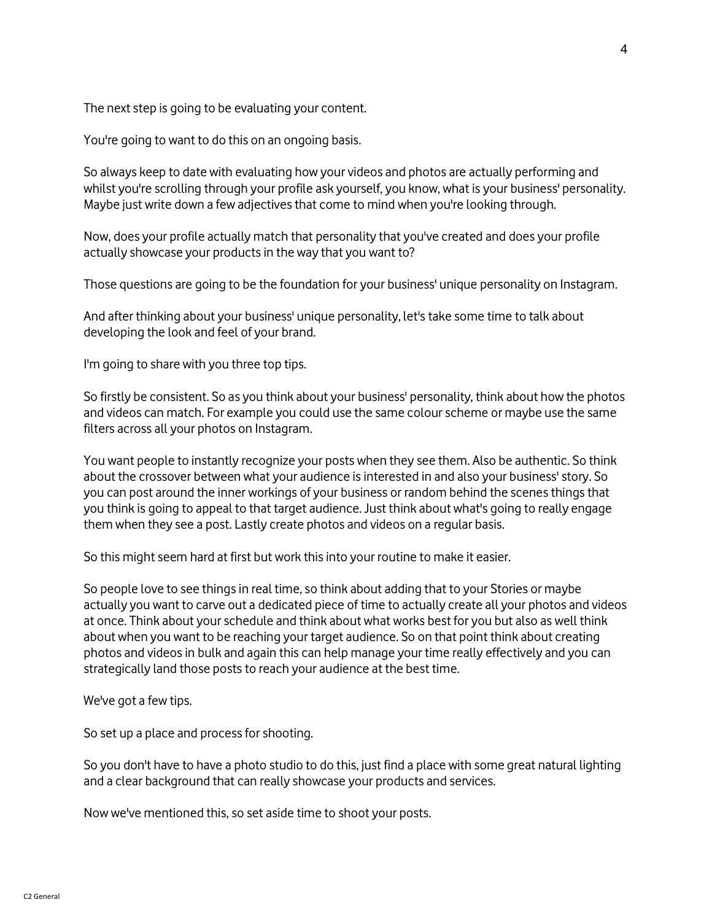The next step is going to be evaluating your content.

You're going to want to do this on an ongoing basis.

So always keep to date with evaluating how your videos and photos are actually performing and whilst you're scrolling through your profile ask yourself, you know, what is your business' personality. Maybe just write down a few adjectives that come to mind when you're looking through.

Now, does your profile actually match that personality that you've created and does your profile actually showcase your products in the way that you want to?

Those questions are going to be the foundation for your business' unique personality on Instagram.

And after thinking about your business' unique personality, let's take some time to talk about developing the look and feel of your brand.

I'm going to share with you three top tips.

So firstly be consistent. So as you think about your business' personality, think about how the photos and videos can match. For example you could use the same colour scheme or maybe use the same filters across all your photos on Instagram.

You want people to instantly recognize your posts when they see them. Also be authentic. So think about the crossover between what your audience is interested in and also your business' story. So you can post around the inner workings of your business or random behind the scenes things that you think is going to appeal to that target audience. Just think about what's going to really engage them when they see a post. Lastly create photos and videos on a regular basis.

So this might seem hard at first but work this into your routine to make it easier.

So people love to see things in real time, so think about adding that to your Stories or maybe actually you want to carve out a dedicated piece of time to actually create all your photos and videos at once. Think about your schedule and think about what works best for you but also as well think about when you want to be reaching your target audience. So on that point think about creating photos and videos in bulk and again this can help manage your time really effectively and you can strategically land those posts to reach your audience at the best time.

We've got a few tips.

So set up a place and process for shooting.

So you don't have to have a photo studio to do this, just find a place with some great natural lighting and a clear background that can really showcase your products and services.

Now we've mentioned this, so set aside time to shoot your posts.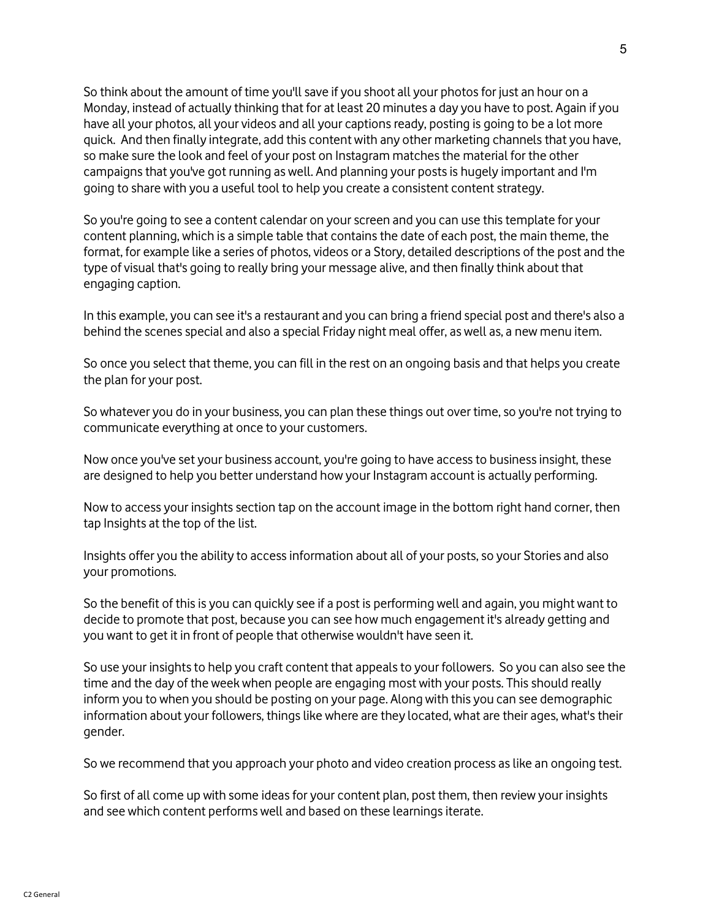So think about the amount of time you'll save if you shoot all your photos for just an hour on a Monday, instead of actually thinking that for at least 20 minutes a day you have to post. Again if you have all your photos, all your videos and all your captions ready, posting is going to be a lot more quick. And then finally integrate, add this content with any other marketing channels that you have, so make sure the look and feel of your post on Instagram matches the material for the other campaigns that you've got running as well. And planning your posts is hugely important and I'm going to share with you a useful tool to help you create a consistent content strategy.

So you're going to see a content calendar on your screen and you can use this template for your content planning, which is a simple table that contains the date of each post, the main theme, the format, for example like a series of photos, videos or a Story, detailed descriptions of the post and the type of visual that's going to really bring your message alive, and then finally think about that engaging caption.

In this example, you can see it's a restaurant and you can bring a friend special post and there's also a behind the scenes special and also a special Friday night meal offer, as well as, a new menu item.

So once you select that theme, you can fill in the rest on an ongoing basis and that helps you create the plan for your post.

So whatever you do in your business, you can plan these things out over time, so you're not trying to communicate everything at once to your customers.

Now once you've set your business account, you're going to have access to business insight, these are designed to help you better understand how your Instagram account is actually performing.

Now to access your insights section tap on the account image in the bottom right hand corner, then tap Insights at the top of the list.

Insights offer you the ability to access information about all of your posts, so your Stories and also your promotions.

So the benefit of this is you can quickly see if a post is performing well and again, you might want to decide to promote that post, because you can see how much engagement it's already getting and you want to get it in front of people that otherwise wouldn't have seen it.

So use your insights to help you craft content that appeals to your followers. So you can also see the time and the day of the week when people are engaging most with your posts. This should really inform you to when you should be posting on your page. Along with this you can see demographic information about your followers, things like where are they located, what are their ages, what's their gender.

So we recommend that you approach your photo and video creation process as like an ongoing test.

So first of all come up with some ideas for your content plan, post them, then review your insights and see which content performs well and based on these learnings iterate.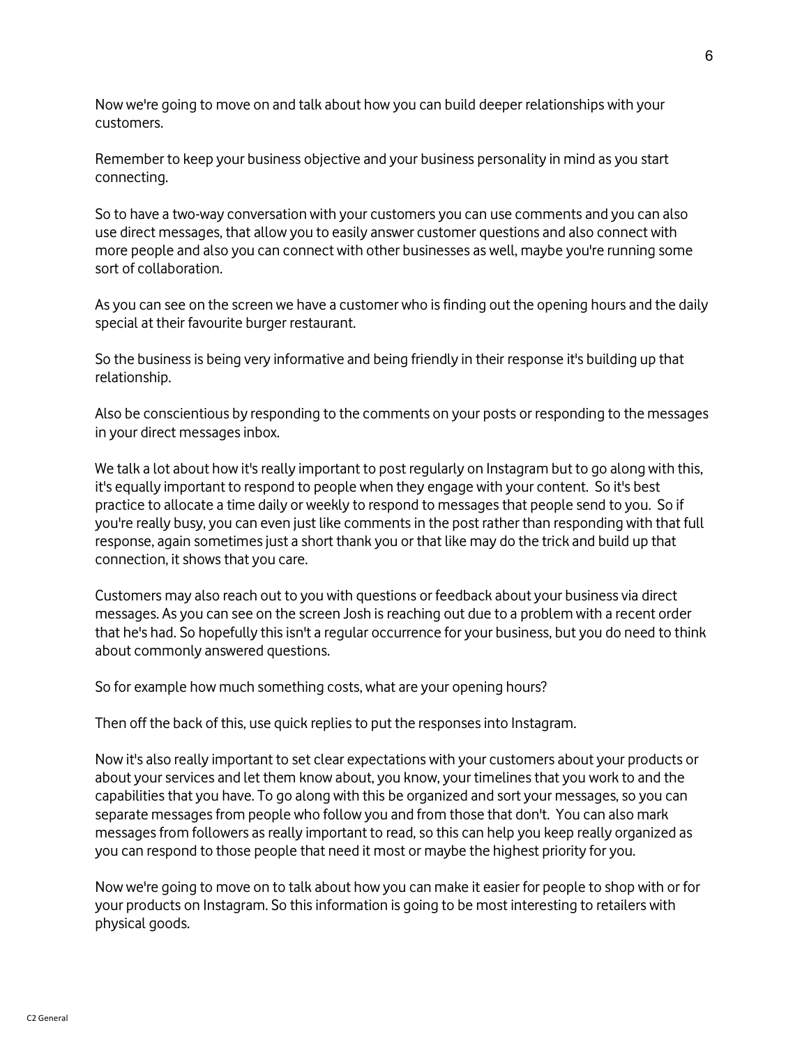Now we're going to move on and talk about how you can build deeper relationships with your customers.

Remember to keep your business objective and your business personality in mind as you start connecting.

So to have a two-way conversation with your customers you can use comments and you can also use direct messages, that allow you to easily answer customer questions and also connect with more people and also you can connect with other businesses as well, maybe you're running some sort of collaboration.

As you can see on the screen we have a customer who is finding out the opening hours and the daily special at their favourite burger restaurant.

So the business is being very informative and being friendly in their response it's building up that relationship.

Also be conscientious by responding to the comments on your posts or responding to the messages in your direct messages inbox.

We talk a lot about how it's really important to post regularly on Instagram but to go along with this, it's equally important to respond to people when they engage with your content. So it's best practice to allocate a time daily or weekly to respond to messages that people send to you. So if you're really busy, you can even just like comments in the post rather than responding with that full response, again sometimes just a short thank you or that like may do the trick and build up that connection, it shows that you care.

Customers may also reach out to you with questions or feedback about your business via direct messages. As you can see on the screen Josh is reaching out due to a problem with a recent order that he's had. So hopefully this isn't a regular occurrence for your business, but you do need to think about commonly answered questions.

So for example how much something costs, what are your opening hours?

Then off the back of this, use quick replies to put the responses into Instagram.

Now it's also really important to set clear expectations with your customers about your products or about your services and let them know about, you know, your timelines that you work to and the capabilities that you have. To go along with this be organized and sort your messages, so you can separate messages from people who follow you and from those that don't. You can also mark messages from followers as really important to read, so this can help you keep really organized as you can respond to those people that need it most or maybe the highest priority for you.

Now we're going to move on to talk about how you can make it easier for people to shop with or for your products on Instagram. So this information is going to be most interesting to retailers with physical goods.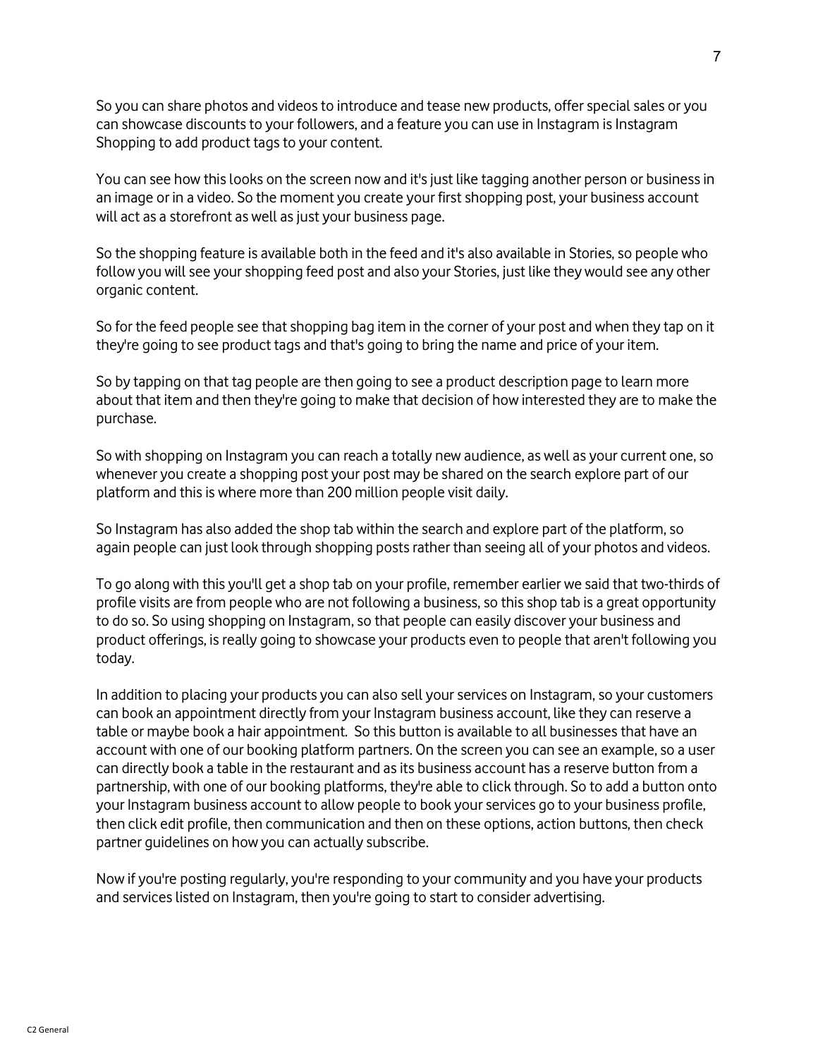So you can share photos and videos to introduce and tease new products, offer special sales or you can showcase discounts to your followers, and a feature you can use in Instagram is Instagram Shopping to add product tags to your content.

You can see how this looks on the screen now and it's just like tagging another person or business in an image or in a video. So the moment you create your first shopping post, your business account will act as a storefront as well as just your business page.

So the shopping feature is available both in the feed and it's also available in Stories, so people who follow you will see your shopping feed post and also your Stories, just like they would see any other organic content.

So for the feed people see that shopping bag item in the corner of your post and when they tap on it they're going to see product tags and that's going to bring the name and price of your item.

So by tapping on that tag people are then going to see a product description page to learn more about that item and then they're going to make that decision of how interested they are to make the purchase.

So with shopping on Instagram you can reach a totally new audience, as well as your current one, so whenever you create a shopping post your post may be shared on the search explore part of our platform and this is where more than 200 million people visit daily.

So Instagram has also added the shop tab within the search and explore part of the platform, so again people can just look through shopping posts rather than seeing all of your photos and videos.

To go along with this you'll get a shop tab on your profile, remember earlier we said that two-thirds of profile visits are from people who are not following a business, so this shop tab is a great opportunity to do so. So using shopping on Instagram, so that people can easily discover your business and product offerings, is really going to showcase your products even to people that aren't following you today.

In addition to placing your products you can also sell your services on Instagram, so your customers can book an appointment directly from your Instagram business account, like they can reserve a table or maybe book a hair appointment.  So this button is available to all businesses that have an account with one of our booking platform partners. On the screen you can see an example, so a user can directly book a table in the restaurant and as its business account has a reserve button from a partnership, with one of our booking platforms, they're able to click through. So to add a button onto your Instagram business account to allow people to book your services go to your business profile, then click edit profile, then communication and then on these options, action buttons, then check partner guidelines on how you can actually subscribe.

Now if you're posting regularly, you're responding to your community and you have your products and services listed on Instagram, then you're going to start to consider advertising.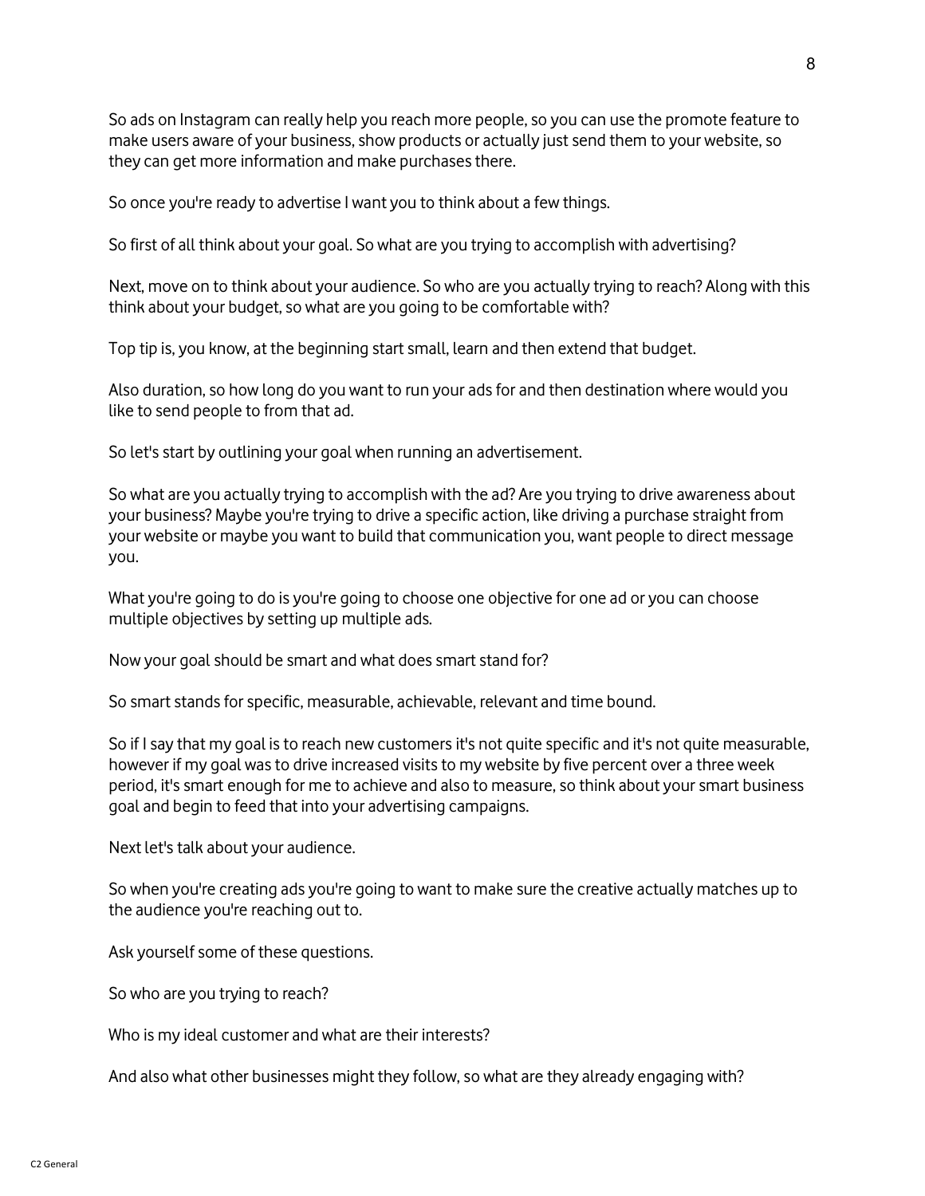So ads on Instagram can really help you reach more people, so you can use the promote feature to make users aware of your business, show products or actually just send them to your website, so they can get more information and make purchases there.

So once you're ready to advertise I want you to think about a few things.

So first of all think about your goal. So what are you trying to accomplish with advertising?

Next, move on to think about your audience. So who are you actually trying to reach? Along with this think about your budget, so what are you going to be comfortable with?

Top tip is, you know, at the beginning start small, learn and then extend that budget.

Also duration, so how long do you want to run your ads for and then destination where would you like to send people to from that ad.

So let's start by outlining your goal when running an advertisement.

So what are you actually trying to accomplish with the ad? Are you trying to drive awareness about your business? Maybe you're trying to drive a specific action, like driving a purchase straight from your website or maybe you want to build that communication you, want people to direct message you.

What you're going to do is you're going to choose one objective for one ad or you can choose multiple objectives by setting up multiple ads.

Now your goal should be smart and what does smart stand for?

So smart stands for specific, measurable, achievable, relevant and time bound.

So if I say that my goal is to reach new customers it's not quite specific and it's not quite measurable, however if my goal was to drive increased visits to my website by five percent over a three week period, it's smart enough for me to achieve and also to measure, so think about your smart business goal and begin to feed that into your advertising campaigns.

Next let's talk about your audience.

So when you're creating ads you're going to want to make sure the creative actually matches up to the audience you're reaching out to.

Ask yourself some of these questions.

So who are you trying to reach?

Who is my ideal customer and what are their interests?

And also what other businesses might they follow, so what are they already engaging with?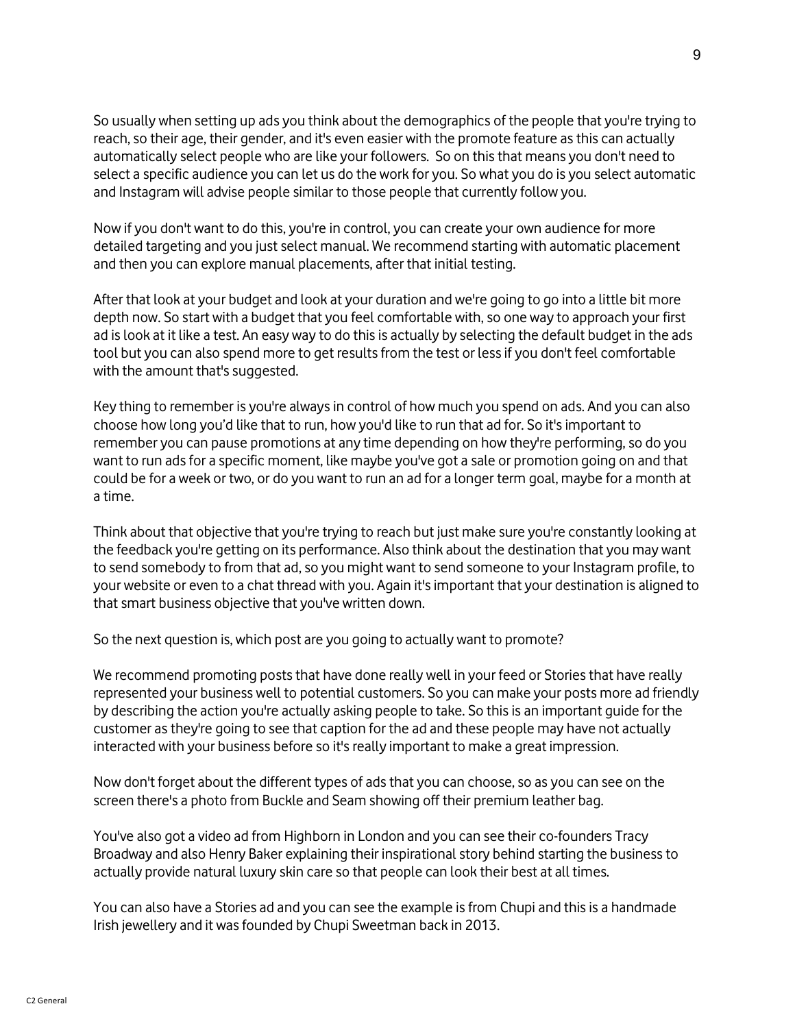So usually when setting up ads you think about the demographics of the people that you're trying to reach, so their age, their gender, and it's even easier with the promote feature as this can actually automatically select people who are like your followers.  So on this that means you don't need to select a specific audience you can let us do the work for you. So what you do is you select automatic and Instagram will advise people similar to those people that currently follow you.

Now if you don't want to do this, you're in control, you can create your own audience for more detailed targeting and you just select manual. We recommend starting with automatic placement and then you can explore manual placements, after that initial testing.

After that look at your budget and look at your duration and we're going to go into a little bit more depth now. So start with a budget that you feel comfortable with, so one way to approach your first ad is look at it like a test. An easy way to do this is actually by selecting the default budget in the ads tool but you can also spend more to get results from the test or less if you don't feel comfortable with the amount that's suggested.

Key thing to remember is you're always in control of how much you spend on ads. And you can also choose how long you'd like that to run, how you'd like to run that ad for. So it's important to remember you can pause promotions at any time depending on how they're performing, so do you want to run ads for a specific moment, like maybe you've got a sale or promotion going on and that could be for a week or two, or do you want to run an ad for a longer term goal, maybe for a month at a time.

Think about that objective that you're trying to reach but just make sure you're constantly looking at the feedback you're getting on its performance. Also think about the destination that you may want to send somebody to from that ad, so you might want to send someone to your Instagram profile, to your website or even to a chat thread with you. Again it's important that your destination is aligned to that smart business objective that you've written down.

So the next question is, which post are you going to actually want to promote?

We recommend promoting posts that have done really well in your feed or Stories that have really represented your business well to potential customers. So you can make your posts more ad friendly by describing the action you're actually asking people to take. So this is an important guide for the customer as they're going to see that caption for the ad and these people may have not actually interacted with your business before so it's really important to make a great impression.

Now don't forget about the different types of ads that you can choose, so as you can see on the screen there's a photo from Buckle and Seam showing off their premium leather bag.

You've also got a video ad from Highborn in London and you can see their co-founders Tracy Broadway and also Henry Baker explaining their inspirational story behind starting the business to actually provide natural luxury skin care so that people can look their best at all times.

You can also have a Stories ad and you can see the example is from Chupi and this is a handmade Irish jewellery and it was founded by Chupi Sweetman back in 2013.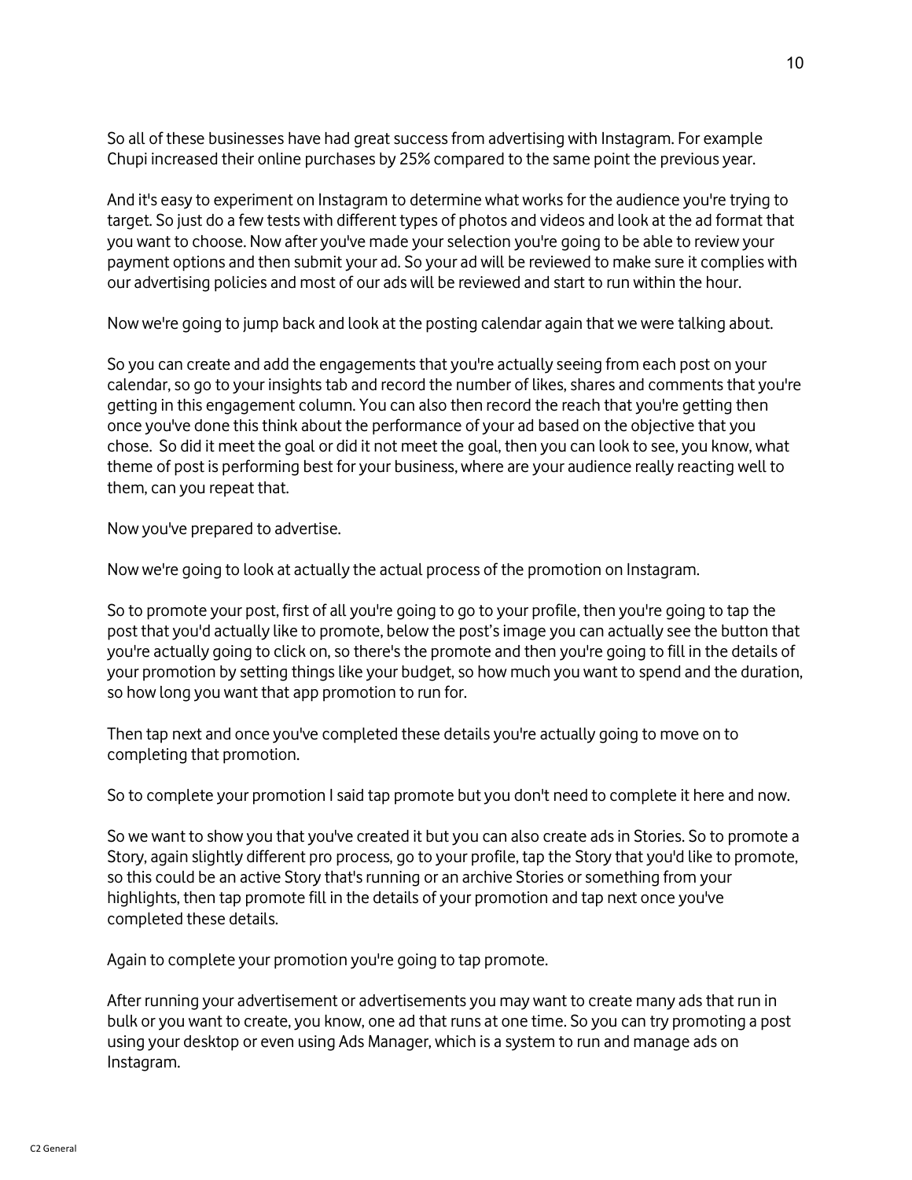So all of these businesses have had great success from advertising with Instagram. For example Chupi increased their online purchases by 25% compared to the same point the previous year.

And it's easy to experiment on Instagram to determine what works for the audience you're trying to target. So just do a few tests with different types of photos and videos and look at the ad format that you want to choose. Now after you've made your selection you're going to be able to review your payment options and then submit your ad. So your ad will be reviewed to make sure it complies with our advertising policies and most of our ads will be reviewed and start to run within the hour.

Now we're going to jump back and look at the posting calendar again that we were talking about.

So you can create and add the engagements that you're actually seeing from each post on your calendar, so go to your insights tab and record the number of likes, shares and comments that you're getting in this engagement column. You can also then record the reach that you're getting then once you've done this think about the performance of your ad based on the objective that you chose. So did it meet the goal or did it not meet the goal, then you can look to see, you know, what theme of post is performing best for your business, where are your audience really reacting well to them, can you repeat that.

Now you've prepared to advertise.

Now we're going to look at actually the actual process of the promotion on Instagram.

So to promote your post, first of all you're going to go to your profile, then you're going to tap the post that you'd actually like to promote, below the post's image you can actually see the button that you're actually going to click on, so there's the promote and then you're going to fill in the details of your promotion by setting things like your budget, so how much you want to spend and the duration, so how long you want that app promotion to run for.

Then tap next and once you've completed these details you're actually going to move on to completing that promotion.

So to complete your promotion I said tap promote but you don't need to complete it here and now.

So we want to show you that you've created it but you can also create ads in Stories. So to promote a Story, again slightly different pro process, go to your profile, tap the Story that you'd like to promote, so this could be an active Story that's running or an archive Stories or something from your highlights, then tap promote fill in the details of your promotion and tap next once you've completed these details.

Again to complete your promotion you're going to tap promote.

After running your advertisement or advertisements you may want to create many ads that run in bulk or you want to create, you know, one ad that runs at one time. So you can try promoting a post using your desktop or even using Ads Manager, which is a system to run and manage ads on Instagram.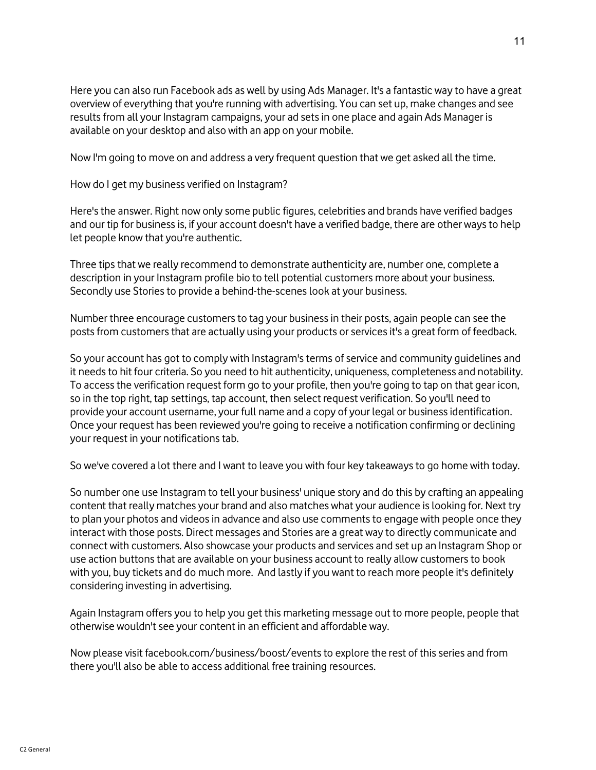Here you can also run Facebook ads as well by using Ads Manager. It's a fantastic way to have a great overview of everything that you're running with advertising. You can set up, make changes and see results from all your Instagram campaigns, your ad sets in one place and again Ads Manager is available on your desktop and also with an app on your mobile.

Now I'm going to move on and address a very frequent question that we get asked all the time.

How do I get my business verified on Instagram?

Here's the answer. Right now only some public figures, celebrities and brands have verified badges and our tip for business is, if your account doesn't have a verified badge, there are other ways to help let people know that you're authentic.

Three tips that we really recommend to demonstrate authenticity are, number one, complete a description in your Instagram profile bio to tell potential customers more about your business. Secondly use Stories to provide a behind-the-scenes look at your business.

Number three encourage customers to tag your business in their posts, again people can see the posts from customers that are actually using your products or services it's a great form of feedback.

So your account has got to comply with Instagram's terms of service and community guidelines and it needs to hit four criteria. So you need to hit authenticity, uniqueness, completeness and notability. To access the verification request form go to your profile, then you're going to tap on that gear icon, so in the top right, tap settings, tap account, then select request verification. So you'll need to provide your account username, your full name and a copy of your legal or business identification. Once your request has been reviewed you're going to receive a notification confirming or declining your request in your notifications tab.

So we've covered a lot there and I want to leave you with four key takeaways to go home with today.

So number one use Instagram to tell your business' unique story and do this by crafting an appealing content that really matches your brand and also matches what your audience is looking for. Next try to plan your photos and videos in advance and also use comments to engage with people once they interact with those posts. Direct messages and Stories are a great way to directly communicate and connect with customers. Also showcase your products and services and set up an Instagram Shop or use action buttons that are available on your business account to really allow customers to book with you, buy tickets and do much more. And lastly if you want to reach more people it's definitely considering investing in advertising.

Again Instagram offers you to help you get this marketing message out to more people, people that otherwise wouldn't see your content in an efficient and affordable way.

Now please visit facebook.com/business/boost/events to explore the rest of this series and from there you'll also be able to access additional free training resources.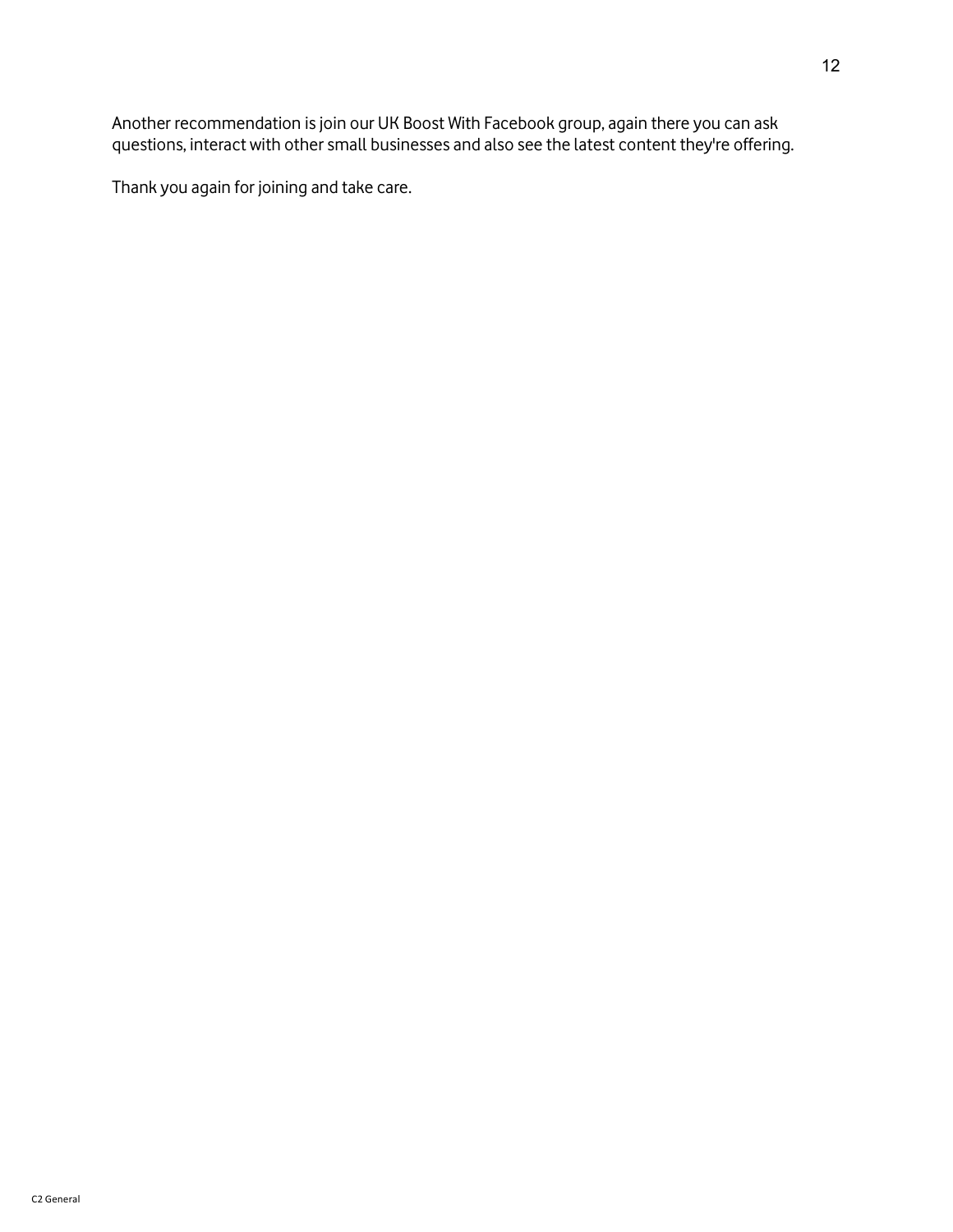Another recommendation is join our UK Boost With Facebook group, again there you can ask questions, interact with other small businesses and also see the latest content they're offering.

Thank you again for joining and take care.